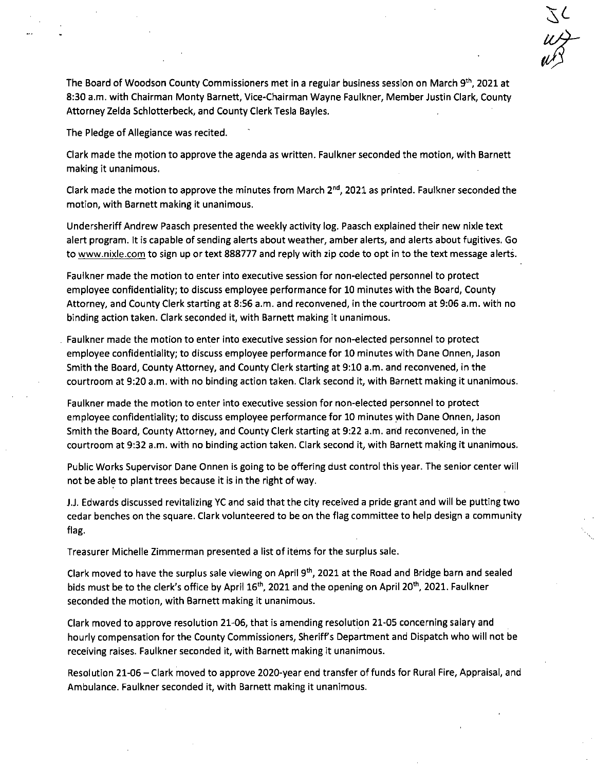The Board of Woodson County Commissioners met in a regular business session on March 9th, 2021 at 8:30 a.m. with Chairman Monty Barnett, Vice-Chairman Wayne Faulkner, Member Justin Clark, County Attorney Zelda Schlotterbeck, and County Clerk Tesla Bayles.

The Pledge of Allegiance was recited.

Clark made the motion to approve the agenda as written. Faulkner seconded the motion, with Barnett making it unanimous.

Clark made the motion to approve the minutes from March 2nd, 2021 as printed. Faulkner seconded the motion, with Barnett making it unanimous.

Undersheriff Andrew Paasch presented the weekly activity log. Paasch explained their new nixle text alert program. It is capable of sending alerts about weather, amber alerts, and alerts about fugitives. Go to www.nixle.com to sign up or text 888777 and reply with zip code to opt in to the text message alerts.

Faulkner made the motion to enter into executive session for non-elected personnel to protect employee confidentiality; to discuss employee performance for 10 minutes with the Board, County Attorney, and County Clerk starting at 8:56 a.m. and reconvened, in the courtroom at 9:06 a.m. with no binding action taken. Clark seconded it, with Barnett making it unanimous.

Faulkner made the motion to enter into executive session for non-elected personnel to protect employee confidentiality; to discuss employee performance for 10 minutes with Dane Onnen, Jason Smith the Board, County Attorney, and County Clerk starting at 9:10 a.m. and reconvened, in the courtroom at 9:20 a.m. with no binding action taken. Clark second it, with Barnett making it unanimous.

Faulkner made the motion to enter into executive session for non-elected personnel to protect employee confidentiality; to discuss employee performance for 10 minutes with Dane Onnen, Jason Smith the Board, County Attorney, and County Clerk starting at 9:22 a.m. and reconvened, in the courtroom at 9:32 a.m. with no binding action taken. Clark second it, with Barnett making it unanimous.

Public Works Supervisor Dane Onnen is going to be offering dust control this year. The senior center will not be able to plant trees because it is in the right of way.

J.J. Edwards discussed revitalizing YC and said that the city received a pride grant and will be putting two cedar benches on the square. Clark volunteered to be on the flag committee to help design a community flag.

Treasurer Michelle Zimmerman presented a list of items for the surplus sale.

Clark moved to have the surplus sale viewing on April 9th, 2021 at the Road and Bridge barn and sealed bids must be to the clerk's office by April 16th, 2021 and the opening on April 20th, 2021. Faulkner seconded the motion, with Barnett making it unanimous.

Clark moved to approve resolution 21-06, that is amending resolution 21-05 concerning salary and hourly compensation for the County Commissioners, Sheriff's Department and Dispatch who will not be receiving raises. Faulkner seconded it, with Barnett making it unanimous.

Resolution 21-06 – Clark moved to approve 2020-year end transfer of funds for Rural Fire, Appraisal, and Ambulance. Faulkner seconded it, with Barnett making it unanimous.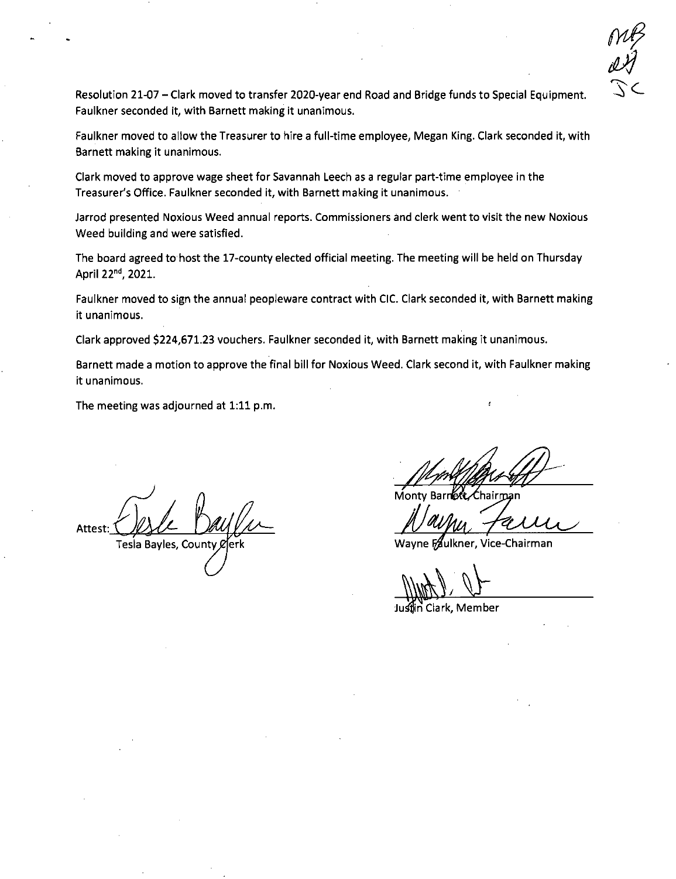Resolution 21-07 – Clark moved to transfer 2020-year end Road and Bridge funds to Special Equipment. Faulkner seconded it, with Barnett making it unanimous.

Faulkner moved to allow the Treasurer to hire a full-time employee, Megan King. Clark seconded it, with Barnett making it unanimous.

Clark moved to approve wage sheet for Savannah Leech as a regular part-time employee in the Treasurer's Office. Faulkner seconded it, with Barnett making it unanimous.

Jarrod presented Noxious Weed annual reports. Commissioners and clerk went to visit the new Noxious Weed building and were satisfied.

The board agreed to host the 17-county elected official meeting. The meeting will be held on Thursday April 22nd, 2021.

Faulkner moved to sign the annual peopleware contract with CIC. Clark seconded it, with Barnett making it unanimous.

Clark approved $224,671.23 vouchers. Faulkner seconded it, with Barnett making it unanimous.

Barnett made a motion to approve the final bill for Noxious Weed. Clark second it, with Faulkner making it unanimous.

The meeting was adjourned at 1:11 p.m.

Monty Barnett, Chairman

Wayne Faulkner, Vice-Chairman

Justin Clark, Member

Attest:

Tesla Bayles, County Clerk